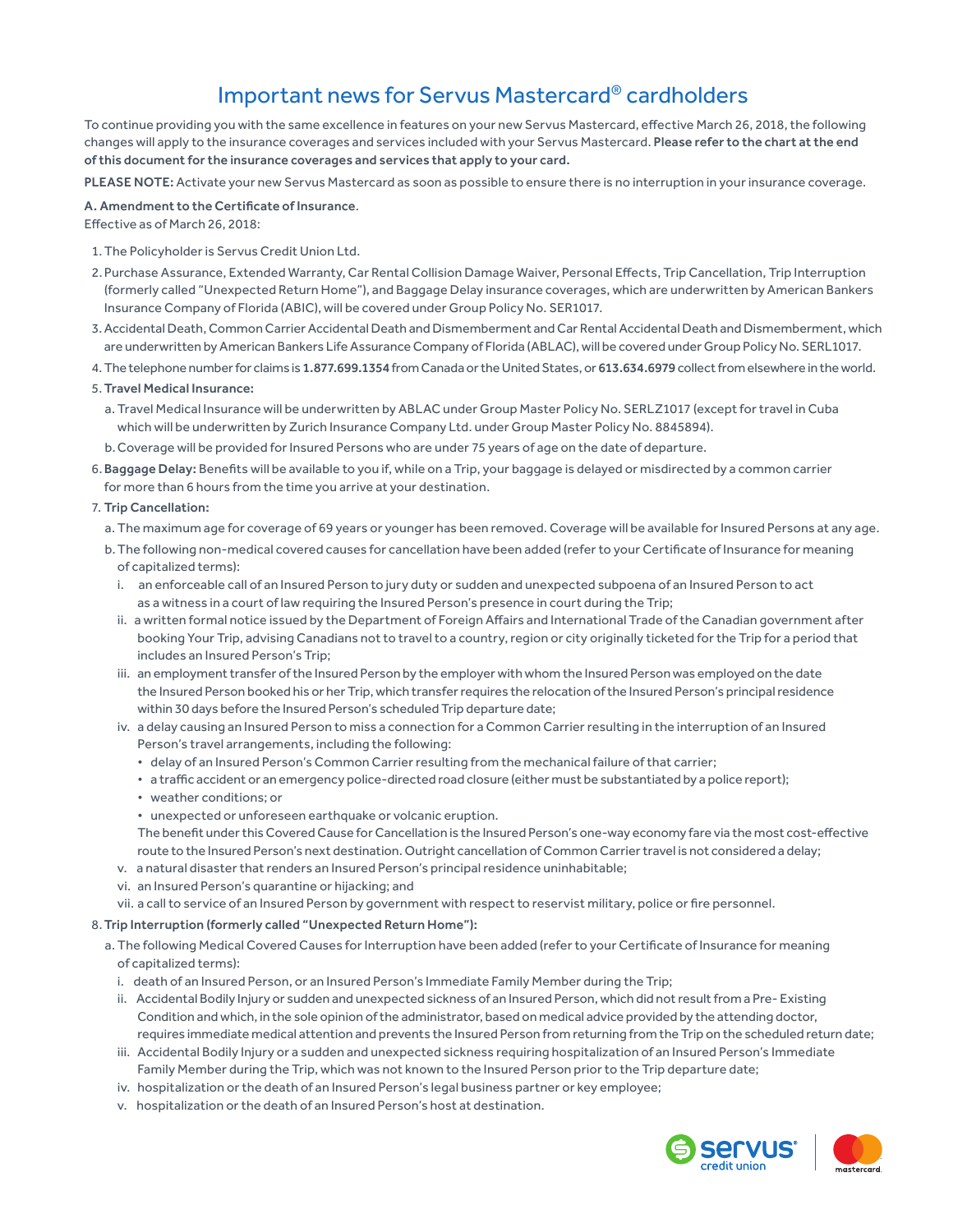# Important news for Servus Mastercard® cardholders

To continue providing you with the same excellence in features on your new Servus Mastercard, effective March 26, 2018, the following changes will apply to the insurance coverages and services included with your Servus Mastercard. **Please refer to the chart at the end of this document for the insurance coverages and services that apply to your card.**

**PLEASE NOTE:** Activate your new Servus Mastercard as soon as possible to ensure there is no interruption in your insurance coverage.

**A. Amendment to the Certificate of Insurance**.
Effective as of March 26, 2018:

1. The Policyholder is Servus Credit Union Ltd.
2. Purchase Assurance, Extended Warranty, Car Rental Collision Damage Waiver, Personal Effects, Trip Cancellation, Trip Interruption (formerly called "Unexpected Return Home"), and Baggage Delay insurance coverages, which are underwritten by American Bankers Insurance Company of Florida (ABIC), will be covered under Group Policy No. SER1017.
3. Accidental Death, Common Carrier Accidental Death and Dismemberment and Car Rental Accidental Death and Dismemberment, which are underwritten by American Bankers Life Assurance Company of Florida (ABLAC), will be covered under Group Policy No. SERL1017.
4. The telephone number for claims is **1.877.699.1354** from Canada or the United States, or **613.634.6979** collect from elsewhere in the world.
5. **Travel Medical Insurance:**
   a. Travel Medical Insurance will be underwritten by ABLAC under Group Master Policy No. SERLZ1017 (except for travel in Cuba which will be underwritten by Zurich Insurance Company Ltd. under Group Master Policy No. 8845894).
   b. Coverage will be provided for Insured Persons who are under 75 years of age on the date of departure.
6. **Baggage Delay:** Benefits will be available to you if, while on a Trip, your baggage is delayed or misdirected by a common carrier for more than 6 hours from the time you arrive at your destination.
7. **Trip Cancellation:**
   a. The maximum age for coverage of 69 years or younger has been removed. Coverage will be available for Insured Persons at any age.
   b. The following non-medical covered causes for cancellation have been added (refer to your Certificate of Insurance for meaning of capitalized terms):
      i. an enforceable call of an Insured Person to jury duty or sudden and unexpected subpoena of an Insured Person to act as a witness in a court of law requiring the Insured Person's presence in court during the Trip;
      ii. a written formal notice issued by the Department of Foreign Affairs and International Trade of the Canadian government after booking Your Trip, advising Canadians not to travel to a country, region or city originally ticketed for the Trip for a period that includes an Insured Person's Trip;
      iii. an employment transfer of the Insured Person by the employer with whom the Insured Person was employed on the date the Insured Person booked his or her Trip, which transfer requires the relocation of the Insured Person's principal residence within 30 days before the Insured Person's scheduled Trip departure date;
      iv. a delay causing an Insured Person to miss a connection for a Common Carrier resulting in the interruption of an Insured Person's travel arrangements, including the following:
         - delay of an Insured Person's Common Carrier resulting from the mechanical failure of that carrier;
         - a traffic accident or an emergency police-directed road closure (either must be substantiated by a police report);
         - weather conditions; or
         - unexpected or unforeseen earthquake or volcanic eruption.

         The benefit under this Covered Cause for Cancellation is the Insured Person's one-way economy fare via the most cost-effective route to the Insured Person's next destination. Outright cancellation of Common Carrier travel is not considered a delay;
      v. a natural disaster that renders an Insured Person's principal residence uninhabitable;
      vi. an Insured Person's quarantine or hijacking; and
      vii. a call to service of an Insured Person by government with respect to reservist military, police or fire personnel.
8. **Trip Interruption (formerly called "Unexpected Return Home"):**
   a. The following Medical Covered Causes for Interruption have been added (refer to your Certificate of Insurance for meaning of capitalized terms):
      i. death of an Insured Person, or an Insured Person's Immediate Family Member during the Trip;
      ii. Accidental Bodily Injury or sudden and unexpected sickness of an Insured Person, which did not result from a Pre- Existing Condition and which, in the sole opinion of the administrator, based on medical advice provided by the attending doctor, requires immediate medical attention and prevents the Insured Person from returning from the Trip on the scheduled return date;
      iii. Accidental Bodily Injury or a sudden and unexpected sickness requiring hospitalization of an Insured Person's Immediate Family Member during the Trip, which was not known to the Insured Person prior to the Trip departure date;
      iv. hospitalization or the death of an Insured Person's legal business partner or key employee;
      v. hospitalization or the death of an Insured Person's host at destination.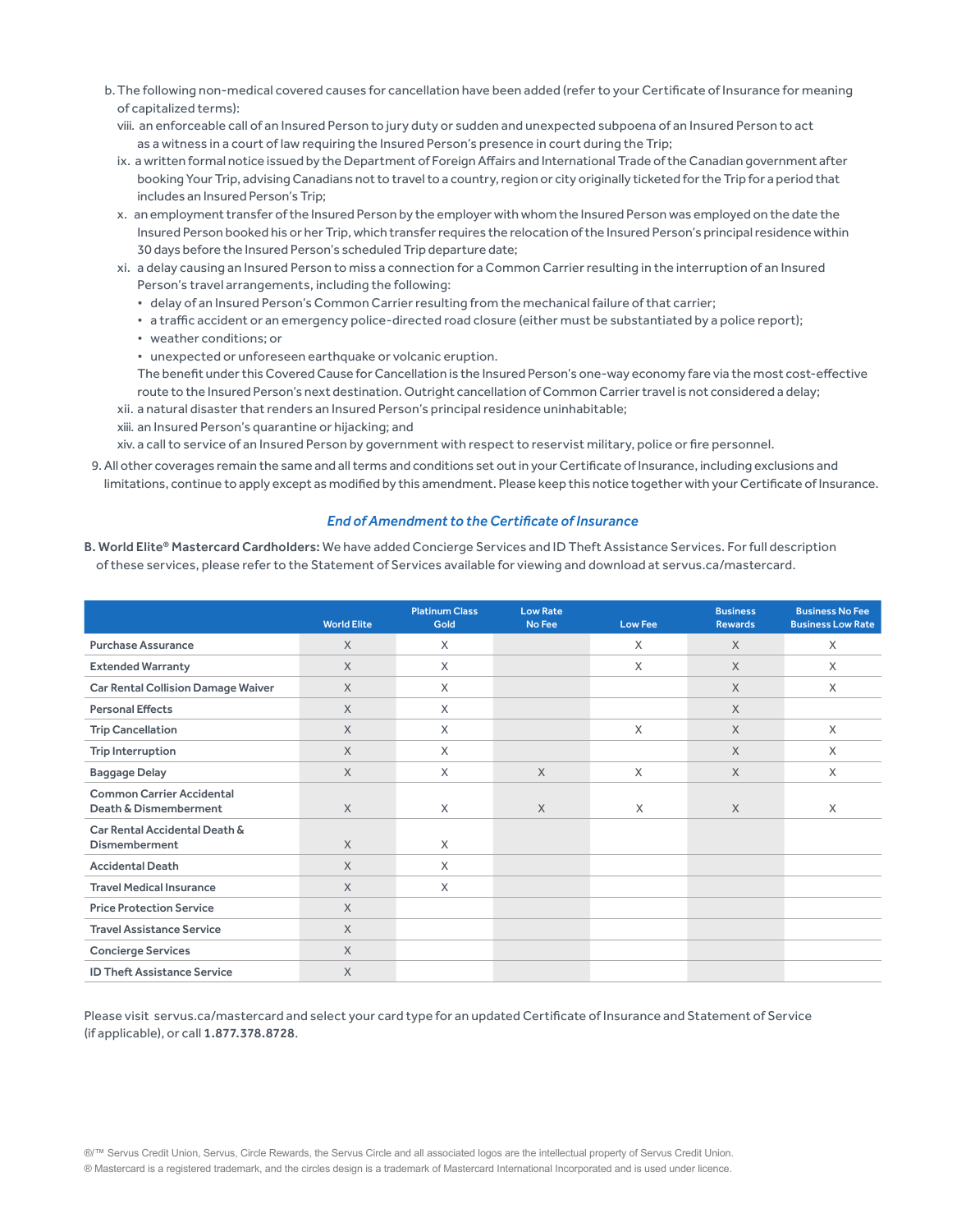b. The following non-medical covered causes for cancellation have been added (refer to your Certificate of Insurance for meaning of capitalized terms):

viii. an enforceable call of an Insured Person to jury duty or sudden and unexpected subpoena of an Insured Person to act as a witness in a court of law requiring the Insured Person's presence in court during the Trip;

ix. a written formal notice issued by the Department of Foreign Affairs and International Trade of the Canadian government after booking Your Trip, advising Canadians not to travel to a country, region or city originally ticketed for the Trip for a period that includes an Insured Person's Trip;

x. an employment transfer of the Insured Person by the employer with whom the Insured Person was employed on the date the Insured Person booked his or her Trip, which transfer requires the relocation of the Insured Person's principal residence within 30 days before the Insured Person's scheduled Trip departure date;

xi. a delay causing an Insured Person to miss a connection for a Common Carrier resulting in the interruption of an Insured Person's travel arrangements, including the following:

- delay of an Insured Person's Common Carrier resulting from the mechanical failure of that carrier;
- a traffic accident or an emergency police-directed road closure (either must be substantiated by a police report);
- weather conditions; or
- unexpected or unforeseen earthquake or volcanic eruption.

The benefit under this Covered Cause for Cancellation is the Insured Person's one-way economy fare via the most cost-effective route to the Insured Person's next destination. Outright cancellation of Common Carrier travel is not considered a delay;

xii. a natural disaster that renders an Insured Person's principal residence uninhabitable;

xiii. an Insured Person's quarantine or hijacking; and

xiv. a call to service of an Insured Person by government with respect to reservist military, police or fire personnel.

9. All other coverages remain the same and all terms and conditions set out in your Certificate of Insurance, including exclusions and limitations, continue to apply except as modified by this amendment. Please keep this notice together with your Certificate of Insurance.

*End of Amendment to the Certificate of Insurance*

**B. World Elite® Mastercard Cardholders:** We have added Concierge Services and ID Theft Assistance Services. For full description of these services, please refer to the Statement of Services available for viewing and download at servus.ca/mastercard.

| | World Elite | Platinum Class Gold | Low Rate No Fee | Low Fee | Business Rewards | Business No Fee Business Low Rate |
|---|---|---|---|---|---|---|
| Purchase Assurance | X | X | | X | X | X |
| Extended Warranty | X | X | | X | X | X |
| Car Rental Collision Damage Waiver | X | X | | | X | X |
| Personal Effects | X | X | | | X | |
| Trip Cancellation | X | X | | X | X | X |
| Trip Interruption | X | X | | | X | X |
| Baggage Delay | X | X | X | X | X | X |
| Common Carrier Accidental Death & Dismemberment | X | X | X | X | X | X |
| Car Rental Accidental Death & Dismemberment | X | X | | | | |
| Accidental Death | X | X | | | | |
| Travel Medical Insurance | X | X | | | | |
| Price Protection Service | X | | | | | |
| Travel Assistance Service | X | | | | | |
| Concierge Services | X | | | | | |
| ID Theft Assistance Service | X | | | | | |

Please visit servus.ca/mastercard and select your card type for an updated Certificate of Insurance and Statement of Service (if applicable), or call **1.877.378.8728**.

®/™ Servus Credit Union, Servus, Circle Rewards, the Servus Circle and all associated logos are the intellectual property of Servus Credit Union.
® Mastercard is a registered trademark, and the circles design is a trademark of Mastercard International Incorporated and is used under licence.